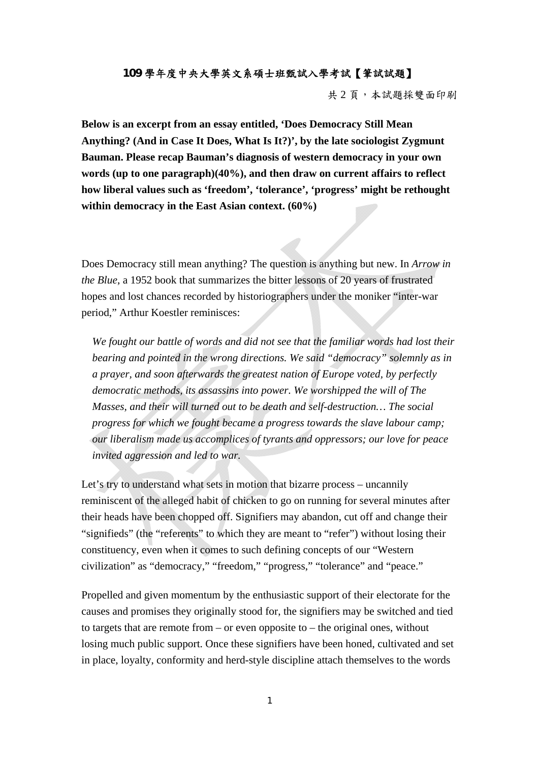**109 學年度中央大學英文系碩士班甄試入學考試【筆試試題】**

共 2 頁，本試題採雙面印刷

**Below is an excerpt from an essay entitled, 'Does Democracy Still Mean Anything? (And in Case It Does, What Is It?)', by the late sociologist Zygmunt Bauman. Please recap Bauman's diagnosis of western democracy in your own words (up to one paragraph)(40%), and then draw on current affairs to reflect how liberal values such as 'freedom', 'tolerance', 'progress' might be rethought within democracy in the East Asian context. (60%)**

Does Democracy still mean anything? The question is anything but new. In *Arrow in the Blue*, a 1952 book that summarizes the bitter lessons of 20 years of frustrated hopes and lost chances recorded by historiographers under the moniker "inter-war period," Arthur Koestler reminisces:

> *We fought our battle of words and did not see that the familiar words had lost their bearing and pointed in the wrong directions. We said "democracy" solemnly as in a prayer, and soon afterwards the greatest nation of Europe voted, by perfectly democratic methods, its assassins into power. We worshipped the will of The Masses, and their will turned out to be death and self-destruction… The social progress for which we fought became a progress towards the slave labour camp; our liberalism made us accomplices of tyrants and oppressors; our love for peace invited aggression and led to war.*

Let's try to understand what sets in motion that bizarre process – uncannily reminiscent of the alleged habit of chicken to go on running for several minutes after their heads have been chopped off. Signifiers may abandon, cut off and change their "signifieds" (the "referents" to which they are meant to "refer") without losing their constituency, even when it comes to such defining concepts of our "Western civilization" as "democracy," "freedom," "progress," "tolerance" and "peace."

Propelled and given momentum by the enthusiastic support of their electorate for the causes and promises they originally stood for, the signifiers may be switched and tied to targets that are remote from – or even opposite to – the original ones, without losing much public support. Once these signifiers have been honed, cultivated and set in place, loyalty, conformity and herd-style discipline attach themselves to the words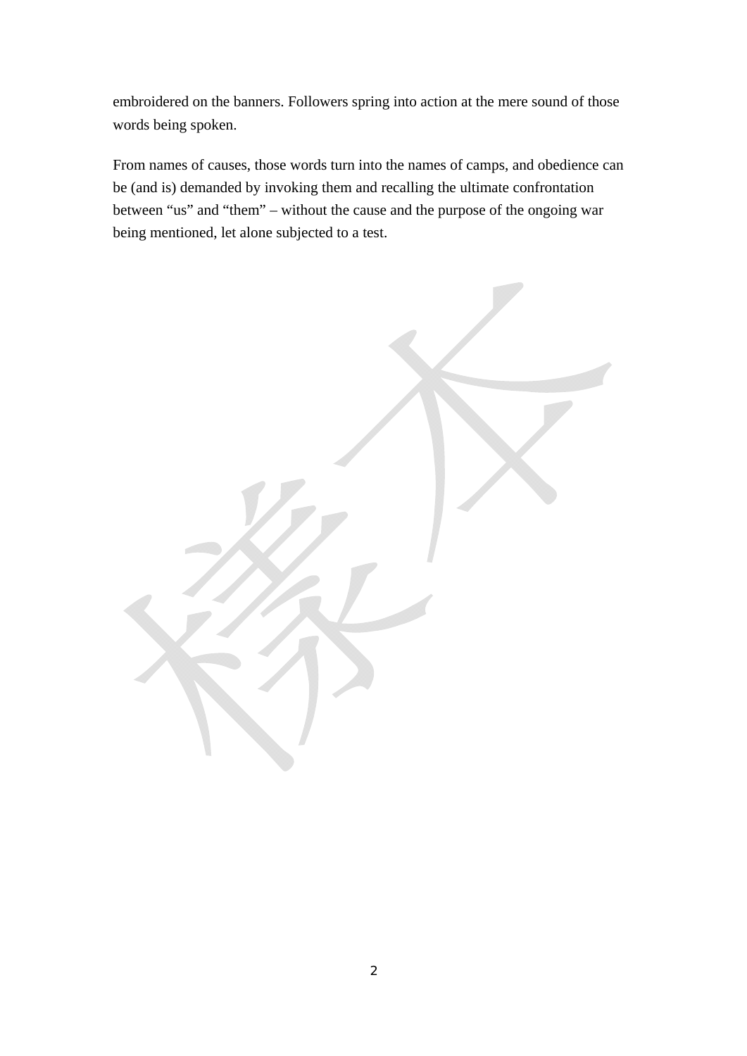embroidered on the banners. Followers spring into action at the mere sound of those words being spoken.

From names of causes, those words turn into the names of camps, and obedience can be (and is) demanded by invoking them and recalling the ultimate confrontation between “us” and “them” – without the cause and the purpose of the ongoing war being mentioned, let alone subjected to a test.